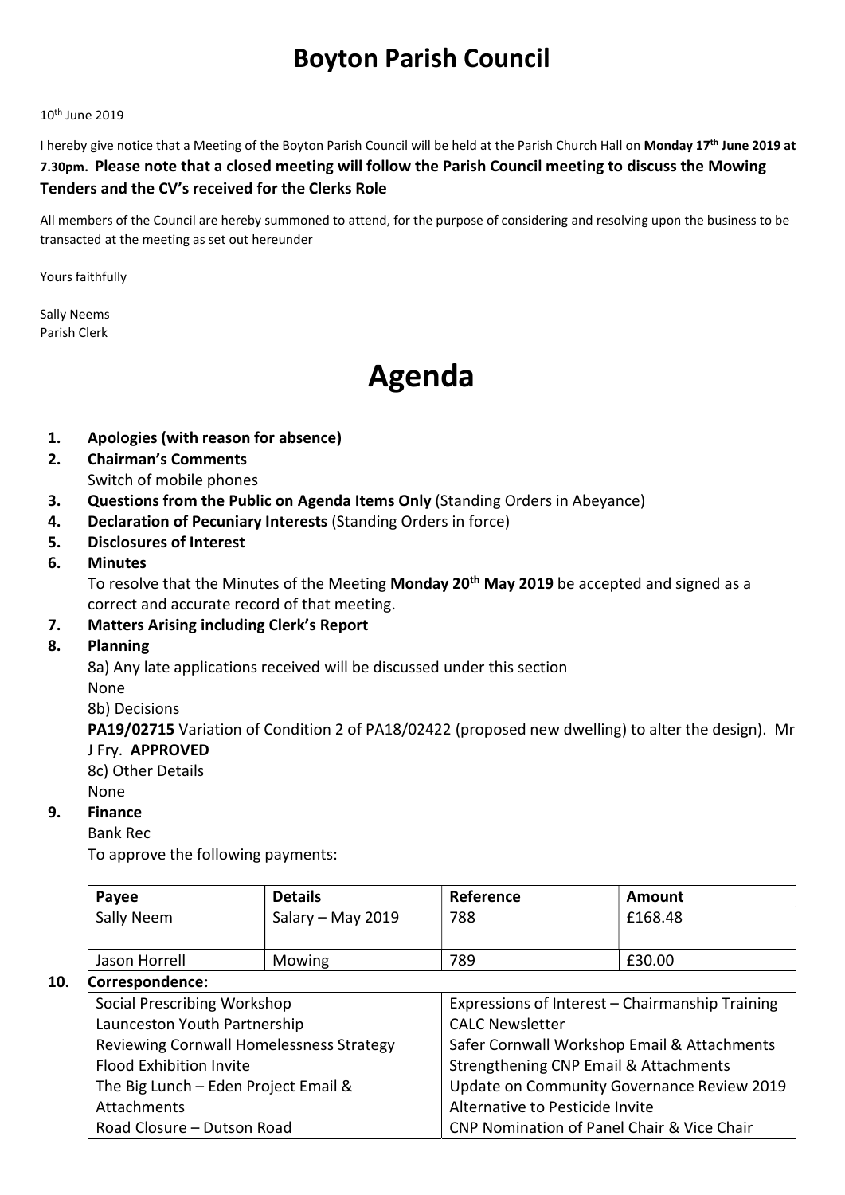# Boyton Parish Council

10th June 2019

I hereby give notice that a Meeting of the Boyton Parish Council will be held at the Parish Church Hall on **Monday 17th June 2019 at 7.30pm. Please note that a closed meeting will follow the Parish Council meeting to discuss the Mowing Tenders and the CV's received for the Clerks Role**

All members of the Council are hereby summoned to attend, for the purpose of considering and resolving upon the business to be transacted at the meeting as set out hereunder

Yours faithfully

Sally Neems
Parish Clerk

# Agenda

1. **Apologies (with reason for absence)**
2. **Chairman's Comments**
   Switch of mobile phones
3. **Questions from the Public on Agenda Items Only** (Standing Orders in Abeyance)
4. **Declaration of Pecuniary Interests** (Standing Orders in force)
5. **Disclosures of Interest**
6. **Minutes**
   To resolve that the Minutes of the Meeting **Monday 20th May 2019** be accepted and signed as a correct and accurate record of that meeting.
7. **Matters Arising including Clerk's Report**
8. **Planning**
   8a) Any late applications received will be discussed under this section
   None
   8b) Decisions
   **PA19/02715** Variation of Condition 2 of PA18/02422 (proposed new dwelling) to alter the design). Mr J Fry. **APPROVED**
   8c) Other Details
   None
9. **Finance**
   Bank Rec
   To approve the following payments:

| Payee | Details | Reference | Amount |
|---|---|---|---|
| Sally Neem | Salary – May 2019 | 788 | £168.48 |
| Jason Horrell | Mowing | 789 | £30.00 |

10. **Correspondence:**

| | |
|---|---|
| Social Prescribing Workshop | Expressions of Interest – Chairmanship Training |
| Launceston Youth Partnership | CALC Newsletter |
| Reviewing Cornwall Homelessness Strategy | Safer Cornwall Workshop Email & Attachments |
| Flood Exhibition Invite | Strengthening CNP Email & Attachments |
| The Big Lunch – Eden Project Email & Attachments | Update on Community Governance Review 2019 |
| | Alternative to Pesticide Invite |
| Road Closure – Dutson Road | CNP Nomination of Panel Chair & Vice Chair |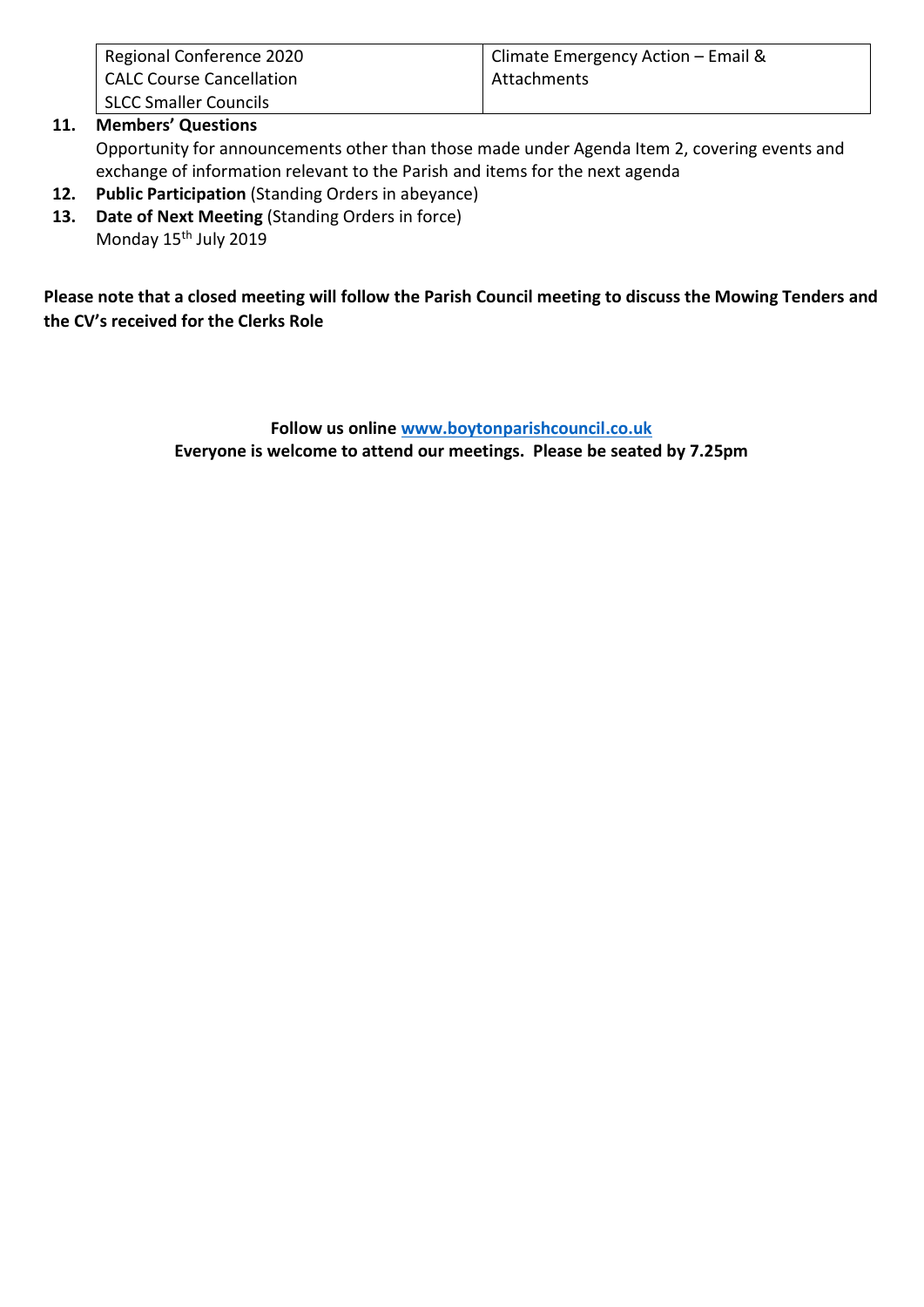| | |
|---|---|
| Regional Conference 2020<br>CALC Course Cancellation<br>SLCC Smaller Councils | Climate Emergency Action – Email & Attachments |

**11. Members' Questions**
Opportunity for announcements other than those made under Agenda Item 2, covering events and exchange of information relevant to the Parish and items for the next agenda

**12. Public Participation** (Standing Orders in abeyance)

**13. Date of Next Meeting** (Standing Orders in force)
Monday 15th July 2019

**Please note that a closed meeting will follow the Parish Council meeting to discuss the Mowing Tenders and the CV's received for the Clerks Role**

**Follow us online [www.boytonparishcouncil.co.uk](http://www.boytonparishcouncil.co.uk)**
**Everyone is welcome to attend our meetings. Please be seated by 7.25pm**